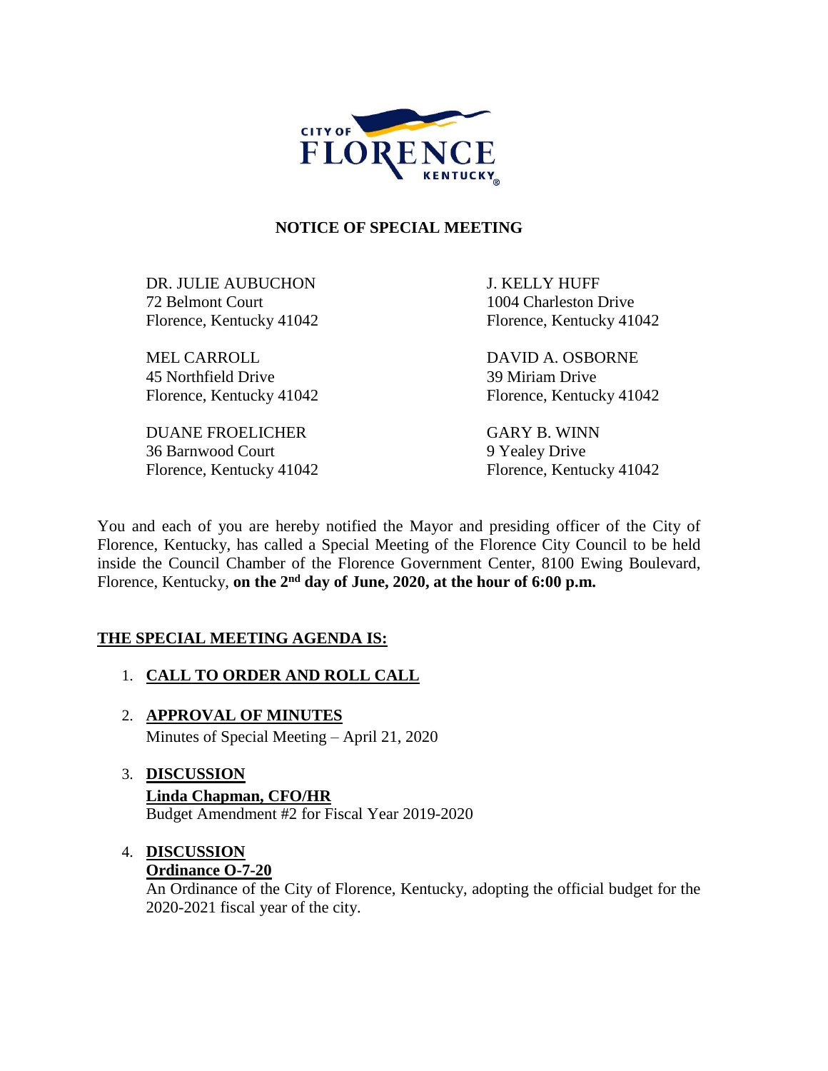CITY OF FLORENCE KENTUCKY

# NOTICE OF SPECIAL MEETING

DR. JULIE AUBUCHON
72 Belmont Court
Florence, Kentucky 41042

MEL CARROLL
45 Northfield Drive
Florence, Kentucky 41042

DUANE FROELICHER
36 Barnwood Court
Florence, Kentucky 41042

J. KELLY HUFF
1004 Charleston Drive
Florence, Kentucky 41042

DAVID A. OSBORNE
39 Miriam Drive
Florence, Kentucky 41042

GARY B. WINN
9 Yealey Drive
Florence, Kentucky 41042

You and each of you are hereby notified the Mayor and presiding officer of the City of Florence, Kentucky, has called a Special Meeting of the Florence City Council to be held inside the Council Chamber of the Florence Government Center, 8100 Ewing Boulevard, Florence, Kentucky, **on the 2nd day of June, 2020, at the hour of 6:00 p.m.**

## THE SPECIAL MEETING AGENDA IS:

1. **CALL TO ORDER AND ROLL CALL**

2. **APPROVAL OF MINUTES**
   Minutes of Special Meeting – April 21, 2020

3. **DISCUSSION**
   **Linda Chapman, CFO/HR**
   Budget Amendment #2 for Fiscal Year 2019-2020

4. **DISCUSSION**
   **Ordinance O-7-20**
   An Ordinance of the City of Florence, Kentucky, adopting the official budget for the 2020-2021 fiscal year of the city.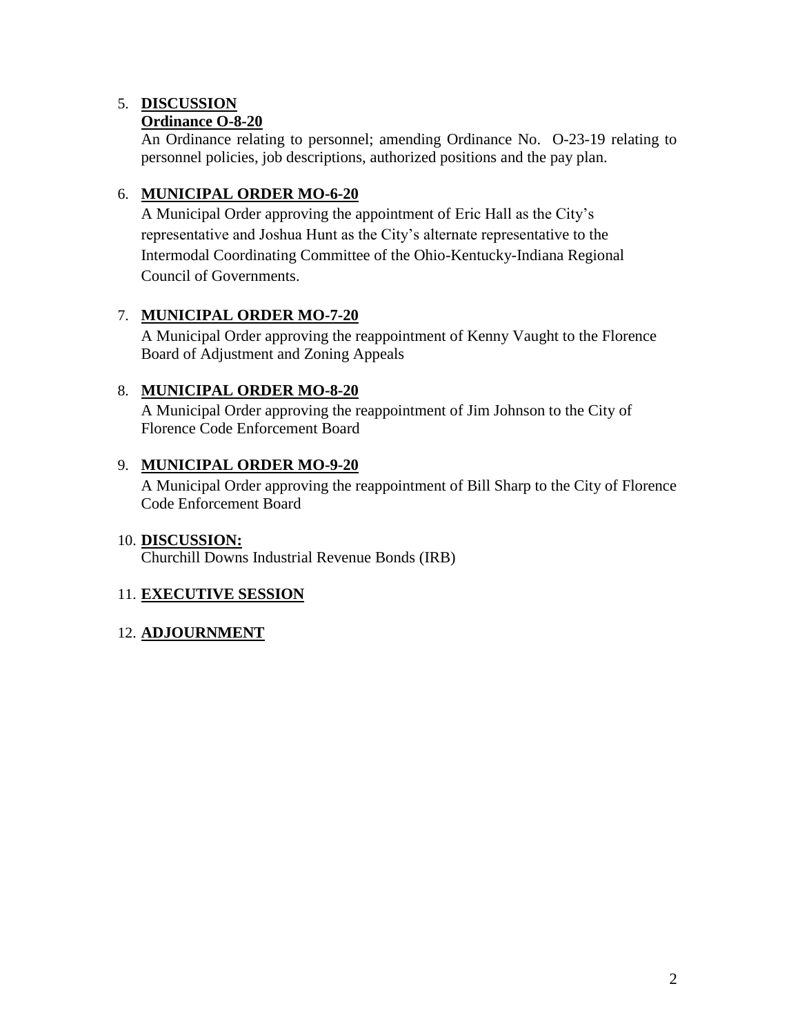5. **DISCUSSION**
   **Ordinance O-8-20**
   An Ordinance relating to personnel; amending Ordinance No. O-23-19 relating to personnel policies, job descriptions, authorized positions and the pay plan.

6. **MUNICIPAL ORDER MO-6-20**
   A Municipal Order approving the appointment of Eric Hall as the City's representative and Joshua Hunt as the City's alternate representative to the Intermodal Coordinating Committee of the Ohio-Kentucky-Indiana Regional Council of Governments.

7. **MUNICIPAL ORDER MO-7-20**
   A Municipal Order approving the reappointment of Kenny Vaught to the Florence Board of Adjustment and Zoning Appeals

8. **MUNICIPAL ORDER MO-8-20**
   A Municipal Order approving the reappointment of Jim Johnson to the City of Florence Code Enforcement Board

9. **MUNICIPAL ORDER MO-9-20**
   A Municipal Order approving the reappointment of Bill Sharp to the City of Florence Code Enforcement Board

10. **DISCUSSION:**
    Churchill Downs Industrial Revenue Bonds (IRB)

11. **EXECUTIVE SESSION**

12. **ADJOURNMENT**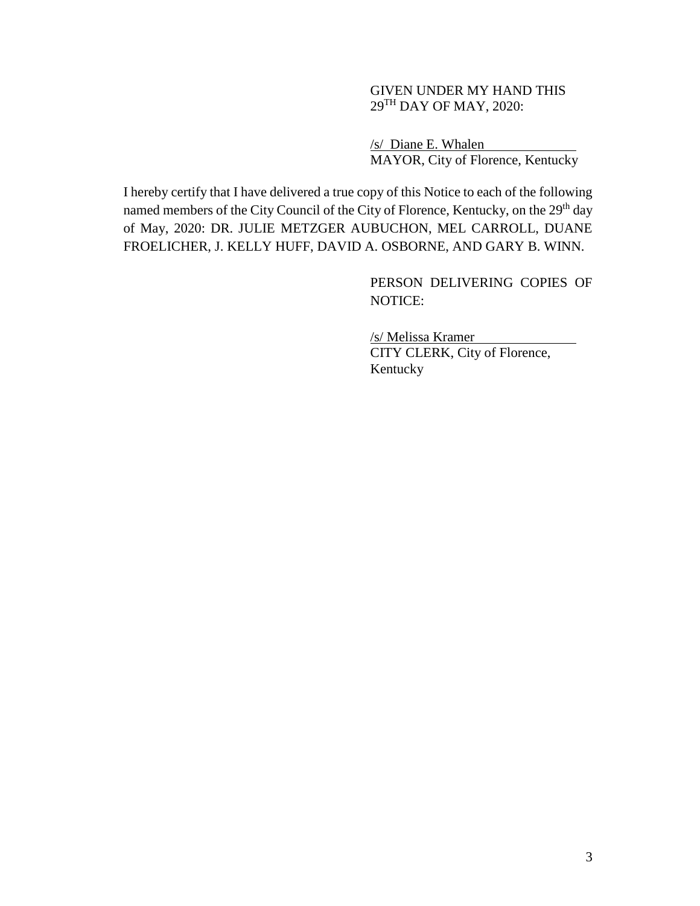GIVEN UNDER MY HAND THIS 29TH DAY OF MAY, 2020:

/s/ Diane E. Whalen
MAYOR, City of Florence, Kentucky

I hereby certify that I have delivered a true copy of this Notice to each of the following named members of the City Council of the City of Florence, Kentucky, on the 29th day of May, 2020: DR. JULIE METZGER AUBUCHON, MEL CARROLL, DUANE FROELICHER, J. KELLY HUFF, DAVID A. OSBORNE, AND GARY B. WINN.

PERSON DELIVERING COPIES OF NOTICE:

/s/ Melissa Kramer
CITY CLERK, City of Florence, Kentucky